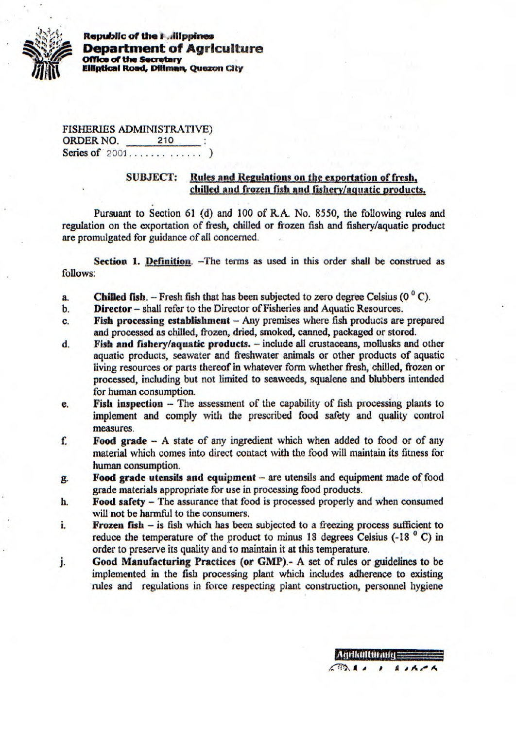**Republic of the Philippines**
**Department of Agriculture**
**Office of the Secretary**
**Elliptical Road, Diliman, Quezon City**

FISHERIES ADMINISTRATIVE)
ORDER NO. 210 :
Series of 2001 . . . . . . . . . . . . . )

**SUBJECT: Rules and Regulations on the exportation of fresh, chilled and frozen fish and fishery/aquatic products.**

Pursuant to Section 61 (d) and 100 of R.A. No. 8550, the following rules and regulation on the exportation of fresh, chilled or frozen fish and fishery/aquatic product are promulgated for guidance of all concerned.

**Section 1. Definition**. –The terms as used in this order shall be construed as follows:

a. **Chilled fish**. – Fresh fish that has been subjected to zero degree Celsius ($0\,^{0}$C).

b. **Director** – shall refer to the Director of Fisheries and Aquatic Resources.

c. **Fish processing establishment** – Any premises where fish products are prepared and processed as chilled, frozen, dried, smoked, canned, packaged or stored.

d. **Fish and fishery/aquatic products**. – include all crustaceans, mollusks and other aquatic products, seawater and freshwater animals or other products of aquatic living resources or parts thereof in whatever form whether fresh, chilled, frozen or processed, including but not limited to seaweeds, squalene and blubbers intended for human consumption.

e. **Fish inspection** – The assessment of the capability of fish processing plants to implement and comply with the prescribed food safety and quality control measures.

f. **Food grade** – A state of any ingredient which when added to food or of any material which comes into direct contact with the food will maintain its fitness for human consumption.

g. **Food grade utensils and equipment** – are utensils and equipment made of food grade materials appropriate for use in processing food products.

h. **Food safety** – The assurance that food is processed properly and when consumed will not be harmful to the consumers.

i. **Frozen fish** – is fish which has been subjected to a freezing process sufficient to reduce the temperature of the product to minus 18 degrees Celsius ($-18\,^{0}$C) in order to preserve its quality and to maintain it at this temperature.

j. **Good Manufacturing Practices (or GMP)**.- A set of rules or guidelines to be implemented in the fish processing plant which includes adherence to existing rules and regulations in force respecting plant construction, personnel hygiene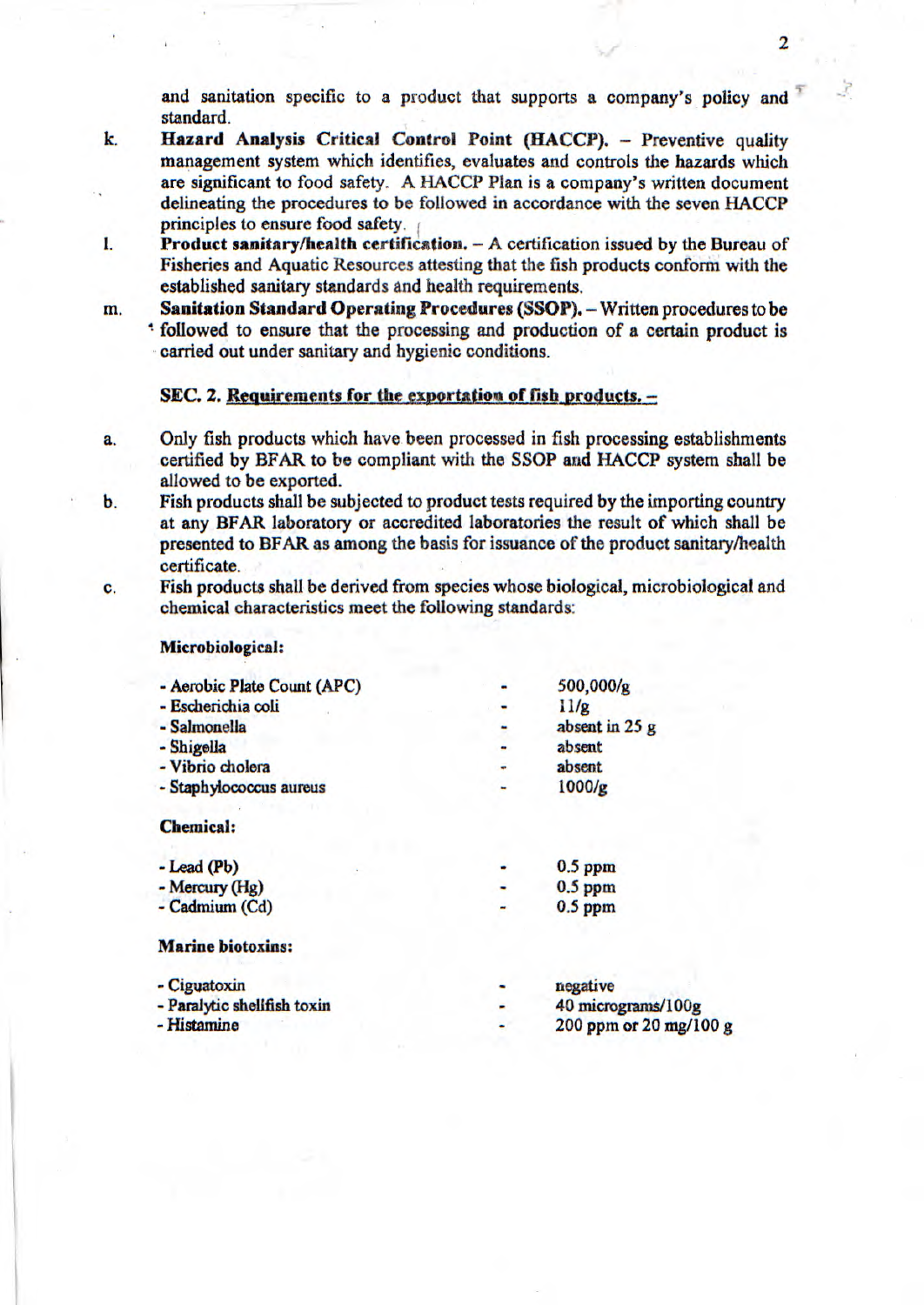and sanitation specific to a product that supports a company's policy and standard.

k. **Hazard Analysis Critical Control Point (HACCP).** – Preventive quality management system which identifies, evaluates and controls the hazards which are significant to food safety. A HACCP Plan is a company's written document delineating the procedures to be followed in accordance with the seven HACCP principles to ensure food safety.

l. **Product sanitary/health certification.** – A certification issued by the Bureau of Fisheries and Aquatic Resources attesting that the fish products conform with the established sanitary standards and health requirements.

m. **Sanitation Standard Operating Procedures (SSOP).** – Written procedures to be followed to ensure that the processing and production of a certain product is carried out under sanitary and hygienic conditions.

**SEC. 2. Requirements for the exportation of fish products. –**

a. Only fish products which have been processed in fish processing establishments certified by BFAR to be compliant with the SSOP and HACCP system shall be allowed to be exported.

b. Fish products shall be subjected to product tests required by the importing country at any BFAR laboratory or accredited laboratories the result of which shall be presented to BFAR as among the basis for issuance of the product sanitary/health certificate.

c. Fish products shall be derived from species whose biological, microbiological and chemical characteristics meet the following standards:

**Microbiological:**

| | | |
|---|---|---|
| - Aerobic Plate Count (APC) | - | 500,000/g |
| - Escherichia coli | - | 11/g |
| - Salmonella | - | absent in 25 g |
| - Shigella | - | absent |
| - Vibrio cholera | - | absent |
| - Staphylococcus aureus | - | 1000/g |

**Chemical:**

| | | |
|---|---|---|
| - Lead (Pb) | - | 0.5 ppm |
| - Mercury (Hg) | - | 0.5 ppm |
| - Cadmium (Cd) | - | 0.5 ppm |

**Marine biotoxins:**

| | | |
|---|---|---|
| - Ciguatoxin | - | negative |
| - Paralytic shellfish toxin | - | 40 micrograms/100g |
| - Histamine | - | 200 ppm or 20 mg/100 g |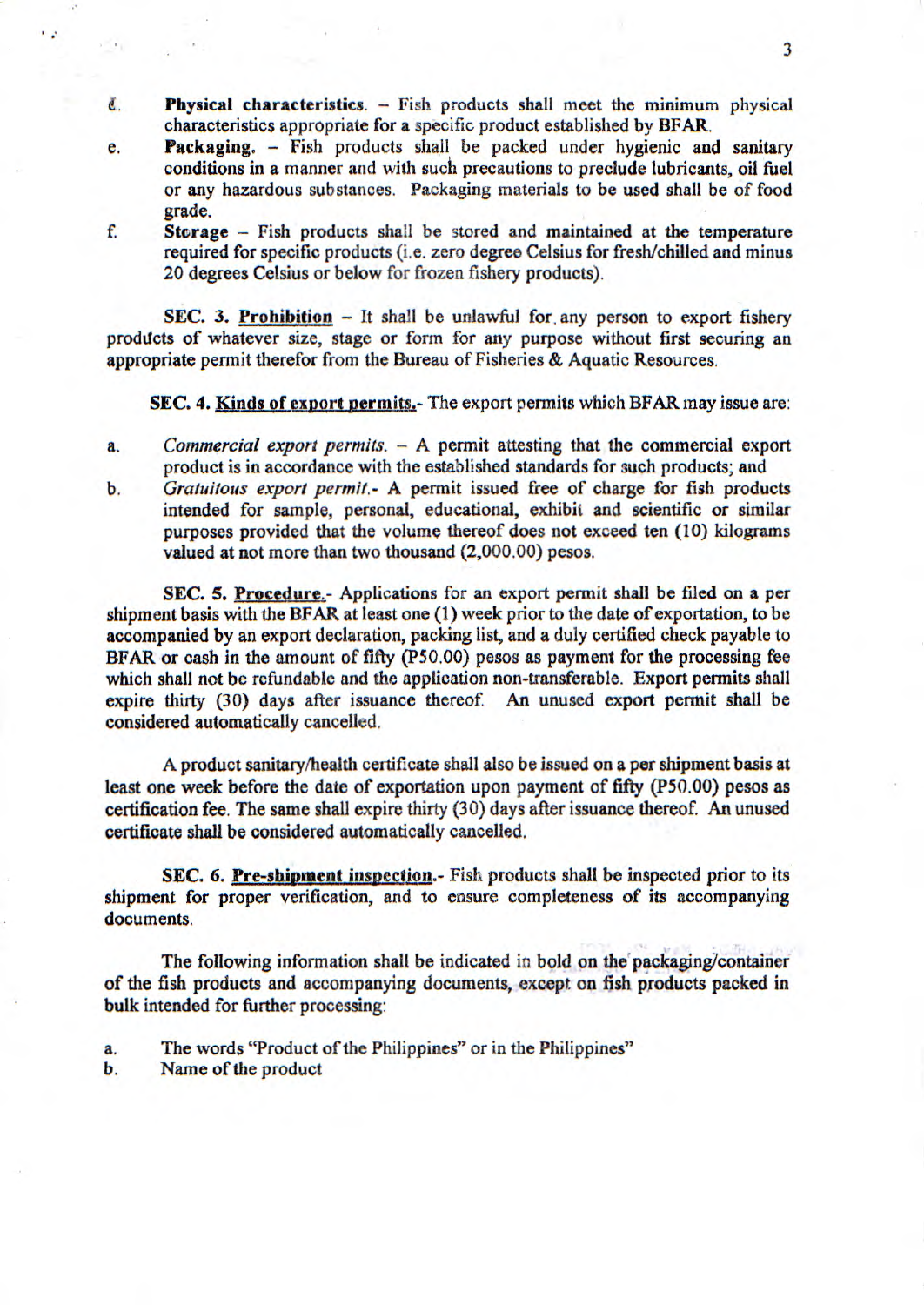d. **Physical characteristics.** – Fish products shall meet the minimum physical characteristics appropriate for a specific product established by BFAR.

e. **Packaging.** – Fish products shall be packed under hygienic and sanitary conditions in a manner and with such precautions to preclude lubricants, oil fuel or any hazardous substances. Packaging materials to be used shall be of food grade.

f. **Storage** – Fish products shall be stored and maintained at the temperature required for specific products (i.e. zero degree Celsius for fresh/chilled and minus 20 degrees Celsius or below for frozen fishery products).

**SEC. 3. Prohibition** – It shall be unlawful for any person to export fishery products of whatever size, stage or form for any purpose without first securing an appropriate permit therefor from the Bureau of Fisheries & Aquatic Resources.

**SEC. 4. Kinds of export permits.**- The export permits which BFAR may issue are:

a. *Commercial export permits.* – A permit attesting that the commercial export product is in accordance with the established standards for such products; and

b. *Gratuitous export permit.*- A permit issued free of charge for fish products intended for sample, personal, educational, exhibit and scientific or similar purposes provided that the volume thereof does not exceed ten (10) kilograms valued at not more than two thousand (2,000.00) pesos.

**SEC. 5. Procedure.**- Applications for an export permit shall be filed on a per shipment basis with the BFAR at least one (1) week prior to the date of exportation, to be accompanied by an export declaration, packing list, and a duly certified check payable to BFAR or cash in the amount of fifty (P50.00) pesos as payment for the processing fee which shall not be refundable and the application non-transferable. Export permits shall expire thirty (30) days after issuance thereof. An unused export permit shall be considered automatically cancelled.

A product sanitary/health certificate shall also be issued on a per shipment basis at least one week before the date of exportation upon payment of fifty (P50.00) pesos as certification fee. The same shall expire thirty (30) days after issuance thereof. An unused certificate shall be considered automatically cancelled.

**SEC. 6. Pre-shipment inspection.**- Fish products shall be inspected prior to its shipment for proper verification, and to ensure completeness of its accompanying documents.

The following information shall be indicated in bold on the packaging/container of the fish products and accompanying documents, except on fish products packed in bulk intended for further processing:

a. The words "Product of the Philippines" or in the Philippines"

b. Name of the product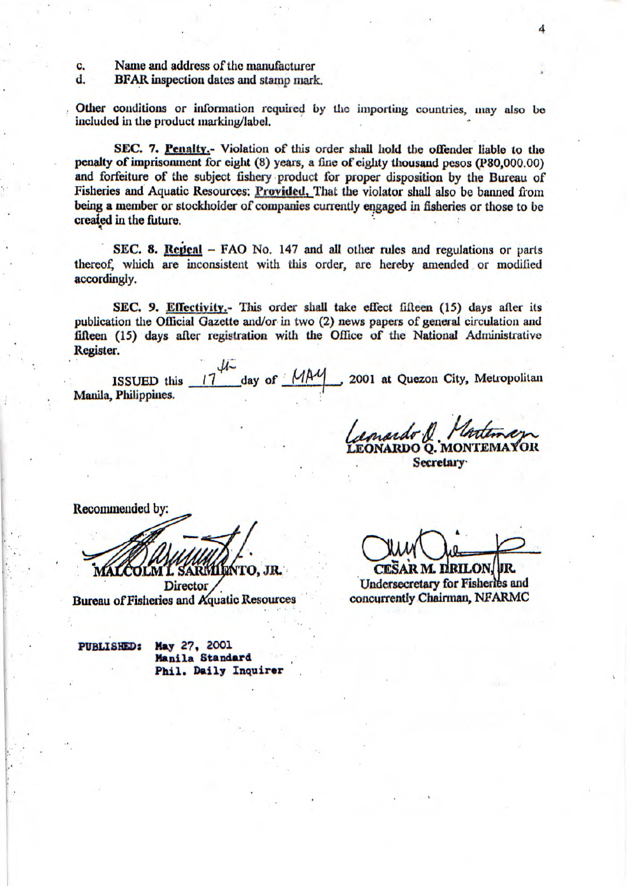c. Name and address of the manufacturer
d. BFAR inspection dates and stamp mark.

Other conditions or information required by the importing countries, may also be included in the product marking/label.

**SEC. 7. Penalty.**- Violation of this order shall hold the offender liable to the penalty of imprisonment for eight (8) years, a fine of eighty thousand pesos (P80,000.00) and forfeiture of the subject fishery product for proper disposition by the Bureau of Fisheries and Aquatic Resources: **Provided,** That the violator shall also be banned from being a member or stockholder of companies currently engaged in fisheries or those to be created in the future.

**SEC. 8. Repeal** – FAO No. 147 and all other rules and regulations or parts thereof, which are inconsistent with this order, are hereby amended or modified accordingly.

**SEC. 9. Effectivity.**- This order shall take effect fifteen (15) days after its publication the Official Gazette and/or in two (2) news papers of general circulation and fifteen (15) days after registration with the Office of the National Administrative Register.

**ISSUED** this 17th day of MAY, 2001 at Quezon City, Metropolitan Manila, Philippines.

**LEONARDO Q. MONTEMAYOR**
**Secretary**

Recommended by:

**MALCOLM I. SARMIENTO, JR.**
Director
Bureau of Fisheries and Aquatic Resources

**CESAR M. DRILON, JR.**
Undersecretary for Fisheries and concurrently Chairman, NFARMC

**PUBLISHED:** May 27, 2001
Manila Standard
Phil. Daily Inquirer